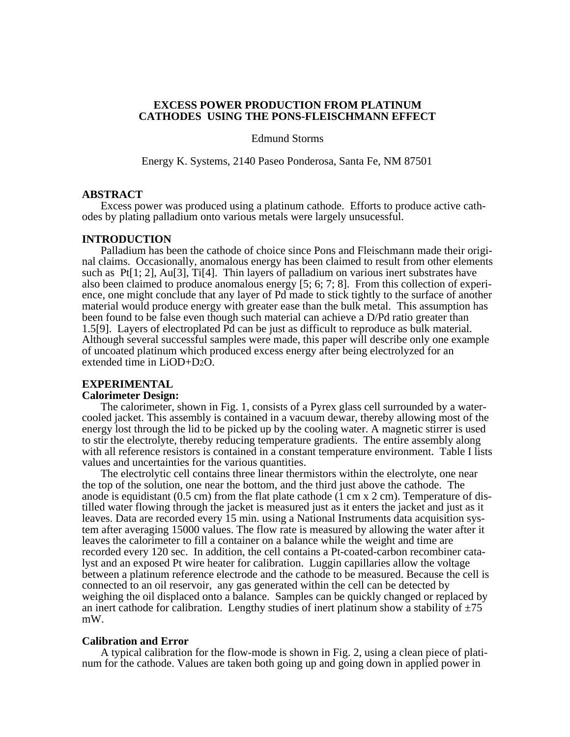# EXCESS POWER PRODUCTION FROM PLATINUM CATHODES USING THE PONS-FLEISCHMANN EFFECT

Edmund Storms

Energy K. Systems, 2140 Paseo Ponderosa, Santa Fe, NM 87501

## ABSTRACT

Excess power was produced using a platinum cathode. Efforts to produce active cathodes by plating palladium onto various metals were largely unsucessful.

## INTRODUCTION

Palladium has been the cathode of choice since Pons and Fleischmann made their original claims. Occasionally, anomalous energy has been claimed to result from other elements such as Pt[1; 2], Au[3], Ti[4]. Thin layers of palladium on various inert substrates have also been claimed to produce anomalous energy [5; 6; 7; 8]. From this collection of experience, one might conclude that any layer of Pd made to stick tightly to the surface of another material would produce energy with greater ease than the bulk metal. This assumption has been found to be false even though such material can achieve a D/Pd ratio greater than 1.5[9]. Layers of electroplated Pd can be just as difficult to reproduce as bulk material. Although several successful samples were made, this paper will describe only one example of uncoated platinum which produced excess energy after being electrolyzed for an extended time in LiOD+$D_2O$.

## EXPERIMENTAL

### Calorimeter Design:

The calorimeter, shown in Fig. 1, consists of a Pyrex glass cell surrounded by a water-cooled jacket. This assembly is contained in a vacuum dewar, thereby allowing most of the energy lost through the lid to be picked up by the cooling water. A magnetic stirrer is used to stir the electrolyte, thereby reducing temperature gradients. The entire assembly along with all reference resistors is contained in a constant temperature environment. Table I lists values and uncertainties for the various quantities.

The electrolytic cell contains three linear thermistors within the electrolyte, one near the top of the solution, one near the bottom, and the third just above the cathode. The anode is equidistant (0.5 cm) from the flat plate cathode (1 cm x 2 cm). Temperature of distilled water flowing through the jacket is measured just as it enters the jacket and just as it leaves. Data are recorded every 15 min. using a National Instruments data acquisition system after averaging 15000 values. The flow rate is measured by allowing the water after it leaves the calorimeter to fill a container on a balance while the weight and time are recorded every 120 sec. In addition, the cell contains a Pt-coated-carbon recombiner catalyst and an exposed Pt wire heater for calibration. Luggin capillaries allow the voltage between a platinum reference electrode and the cathode to be measured. Because the cell is connected to an oil reservoir, any gas generated within the cell can be detected by weighing the oil displaced onto a balance. Samples can be quickly changed or replaced by an inert cathode for calibration. Lengthy studies of inert platinum show a stability of ±75 mW.

### Calibration and Error

A typical calibration for the flow-mode is shown in Fig. 2, using a clean piece of platinum for the cathode. Values are taken both going up and going down in applied power in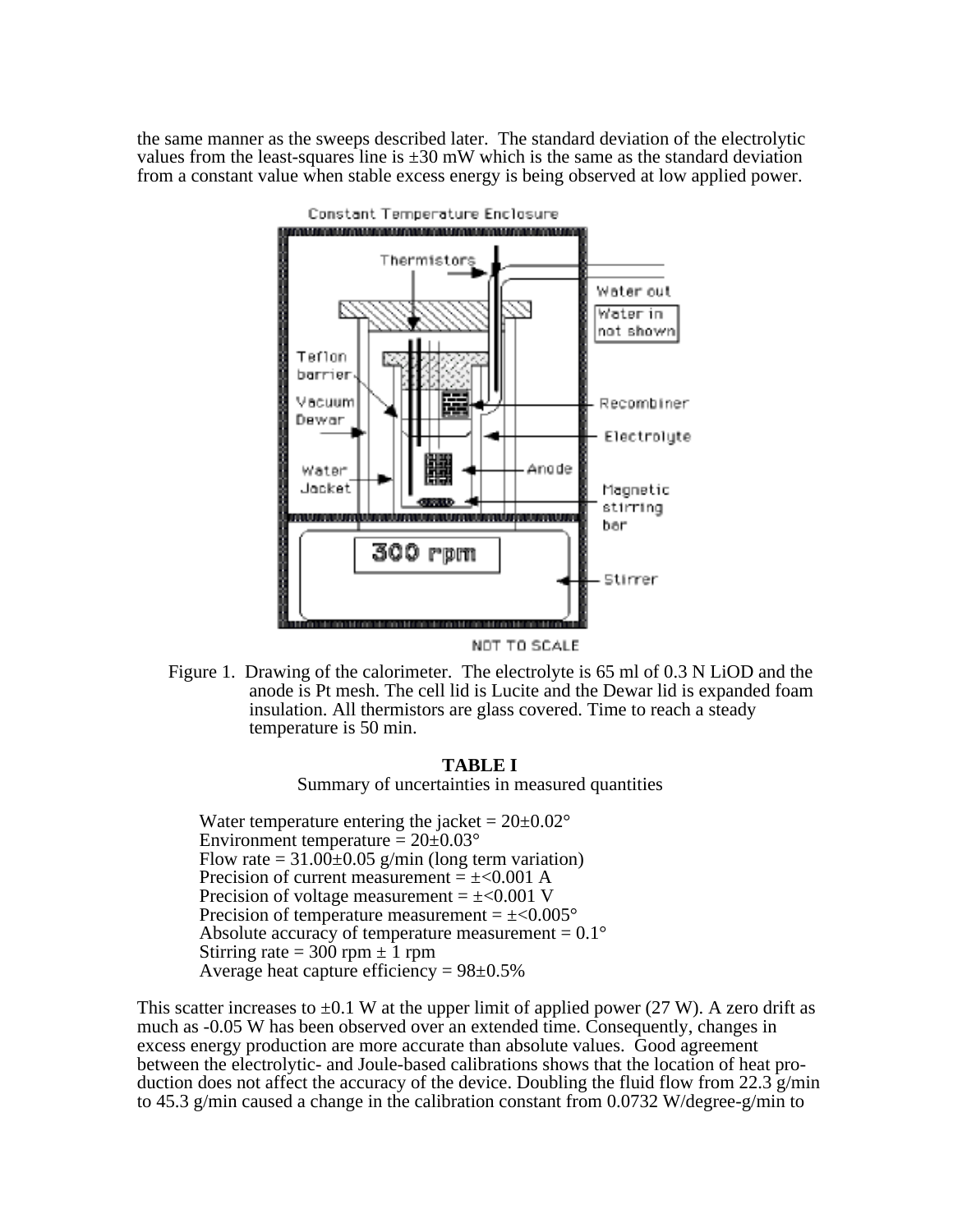the same manner as the sweeps described later. The standard deviation of the electrolytic values from the least-squares line is ±30 mW which is the same as the standard deviation from a constant value when stable excess energy is being observed at low applied power.

Figure 1. Drawing of the calorimeter. The electrolyte is 65 ml of 0.3 N LiOD and the anode is Pt mesh. The cell lid is Lucite and the Dewar lid is expanded foam insulation. All thermistors are glass covered. Time to reach a steady temperature is 50 min.

**TABLE I**

Summary of uncertainties in measured quantities

Water temperature entering the jacket = 20±0.02°
Environment temperature = 20±0.03°
Flow rate = 31.00±0.05 g/min (long term variation)
Precision of current measurement = ±<0.001 A
Precision of voltage measurement = ±<0.001 V
Precision of temperature measurement = ±<0.005°
Absolute accuracy of temperature measurement = 0.1°
Stirring rate = 300 rpm ± 1 rpm
Average heat capture efficiency = 98±0.5%

This scatter increases to ±0.1 W at the upper limit of applied power (27 W). A zero drift as much as -0.05 W has been observed over an extended time. Consequently, changes in excess energy production are more accurate than absolute values. Good agreement between the electrolytic- and Joule-based calibrations shows that the location of heat production does not affect the accuracy of the device. Doubling the fluid flow from 22.3 g/min to 45.3 g/min caused a change in the calibration constant from 0.0732 W/degree-g/min to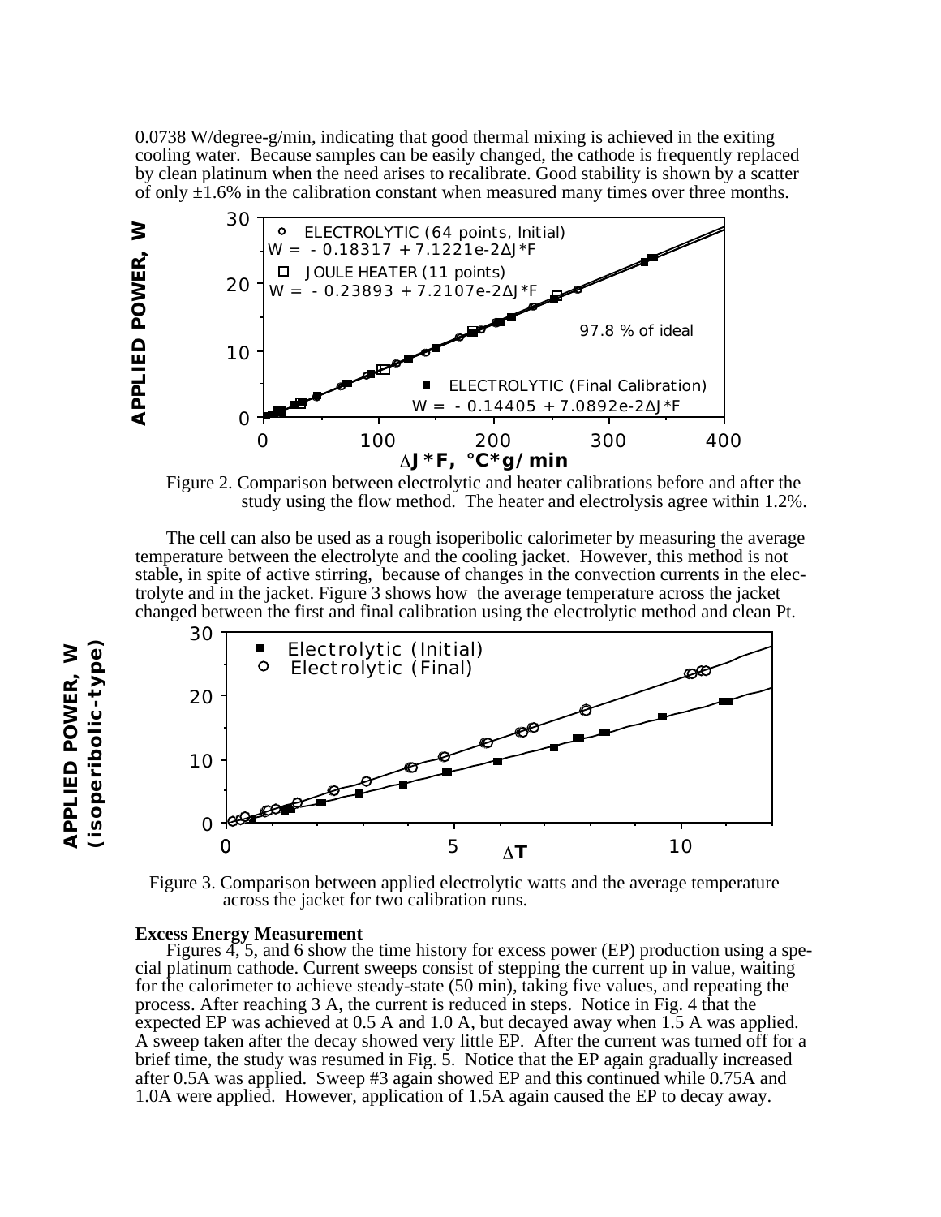0.0738 W/degree-g/min, indicating that good thermal mixing is achieved in the exiting cooling water. Because samples can be easily changed, the cathode is frequently replaced by clean platinum when the need arises to recalibrate. Good stability is shown by a scatter of only ±1.6% in the calibration constant when measured many times over three months.

Figure 2. Comparison between electrolytic and heater calibrations before and after the study using the flow method. The heater and electrolysis agree within 1.2%.

The cell can also be used as a rough isoperibolic calorimeter by measuring the average temperature between the electrolyte and the cooling jacket. However, this method is not stable, in spite of active stirring, because of changes in the convection currents in the electrolyte and in the jacket. Figure 3 shows how the average temperature across the jacket changed between the first and final calibration using the electrolytic method and clean Pt.

Figure 3. Comparison between applied electrolytic watts and the average temperature across the jacket for two calibration runs.

**Excess Energy Measurement**

Figures 4, 5, and 6 show the time history for excess power (EP) production using a special platinum cathode. Current sweeps consist of stepping the current up in value, waiting for the calorimeter to achieve steady-state (50 min), taking five values, and repeating the process. After reaching 3 A, the current is reduced in steps. Notice in Fig. 4 that the expected EP was achieved at 0.5 A and 1.0 A, but decayed away when 1.5 A was applied. A sweep taken after the decay showed very little EP. After the current was turned off for a brief time, the study was resumed in Fig. 5. Notice that the EP again gradually increased after 0.5A was applied. Sweep #3 again showed EP and this continued while 0.75A and 1.0A were applied. However, application of 1.5A again caused the EP to decay away.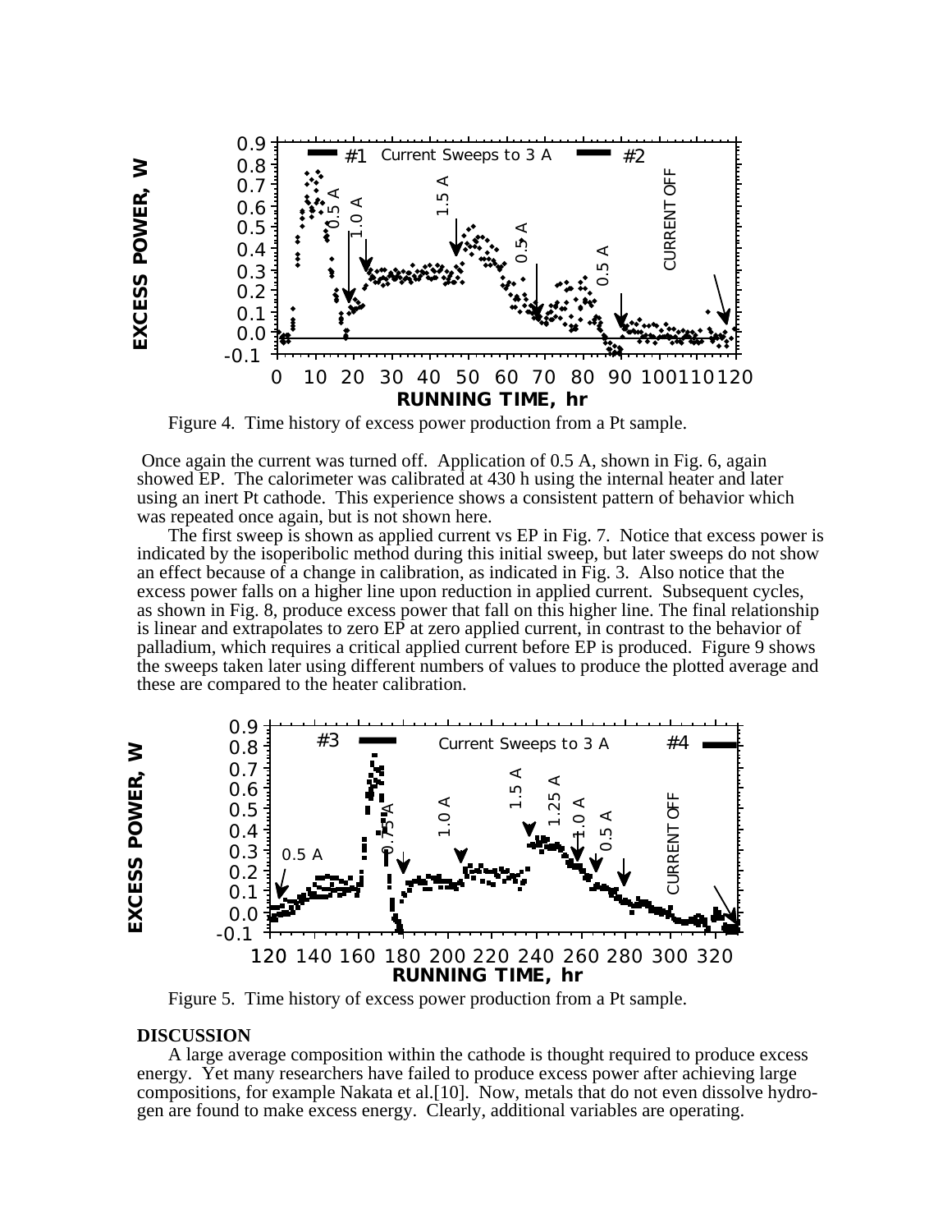Figure 4. Time history of excess power production from a Pt sample.

Once again the current was turned off. Application of 0.5 A, shown in Fig. 6, again showed EP. The calorimeter was calibrated at 430 h using the internal heater and later using an inert Pt cathode. This experience shows a consistent pattern of behavior which was repeated once again, but is not shown here.

The first sweep is shown as applied current vs EP in Fig. 7. Notice that excess power is indicated by the isoperibolic method during this initial sweep, but later sweeps do not show an effect because of a change in calibration, as indicated in Fig. 3. Also notice that the excess power falls on a higher line upon reduction in applied current. Subsequent cycles, as shown in Fig. 8, produce excess power that fall on this higher line. The final relationship is linear and extrapolates to zero EP at zero applied current, in contrast to the behavior of palladium, which requires a critical applied current before EP is produced. Figure 9 shows the sweeps taken later using different numbers of values to produce the plotted average and these are compared to the heater calibration.

Figure 5. Time history of excess power production from a Pt sample.

## DISCUSSION

A large average composition within the cathode is thought required to produce excess energy. Yet many researchers have failed to produce excess power after achieving large compositions, for example Nakata et al.[10]. Now, metals that do not even dissolve hydrogen are found to make excess energy. Clearly, additional variables are operating.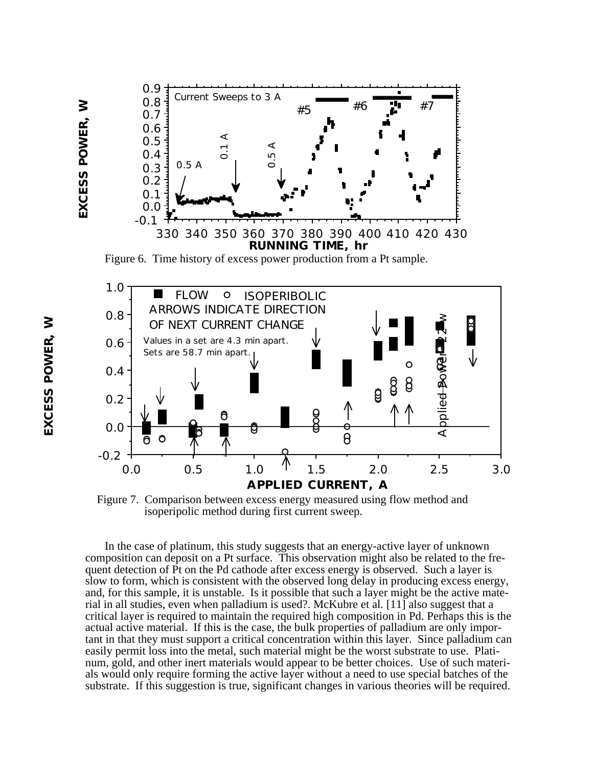Figure 6. Time history of excess power production from a Pt sample.

Figure 7. Comparison between excess energy measured using flow method and isoperipolic method during first current sweep.

In the case of platinum, this study suggests that an energy-active layer of unknown composition can deposit on a Pt surface. This observation might also be related to the frequent detection of Pt on the Pd cathode after excess energy is observed. Such a layer is slow to form, which is consistent with the observed long delay in producing excess energy, and, for this sample, it is unstable. Is it possible that such a layer might be the active material in all studies, even when palladium is used?. McKubre et al. [11] also suggest that a critical layer is required to maintain the required high composition in Pd. Perhaps this is the actual active material. If this is the case, the bulk properties of palladium are only important in that they must support a critical concentration within this layer. Since palladium can easily permit loss into the metal, such material might be the worst substrate to use. Platinum, gold, and other inert materials would appear to be better choices. Use of such materials would only require forming the active layer without a need to use special batches of the substrate. If this suggestion is true, significant changes in various theories will be required.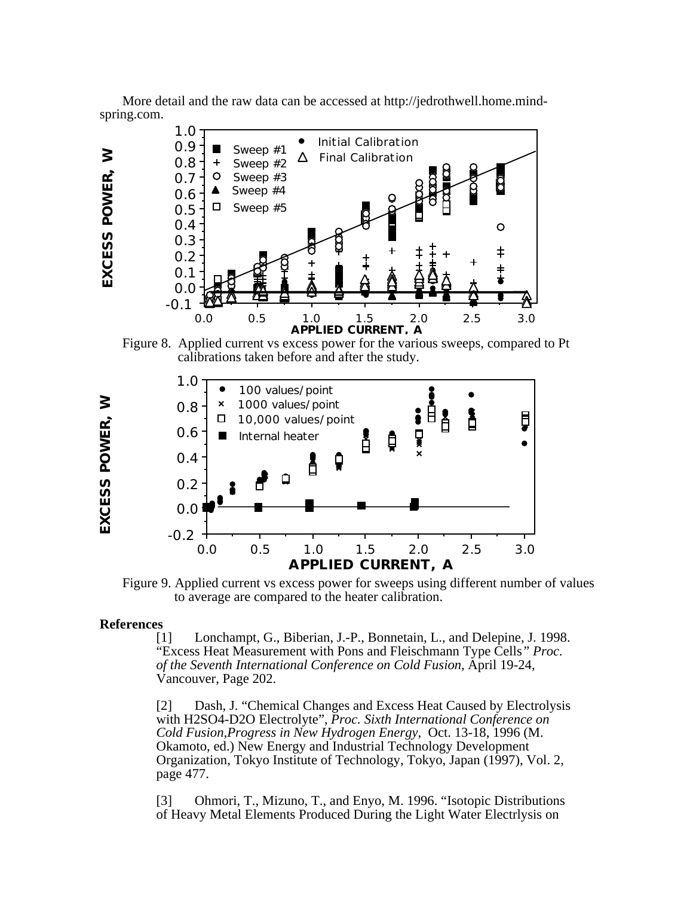More detail and the raw data can be accessed at http://jedrothwell.home.mindspring.com.

Figure 8. Applied current vs excess power for the various sweeps, compared to Pt calibrations taken before and after the study.

Figure 9. Applied current vs excess power for sweeps using different number of values to average are compared to the heater calibration.

## References

[1] Lonchampt, G., Biberian, J.-P., Bonnetain, L., and Delepine, J. 1998. “Excess Heat Measurement with Pons and Fleischmann Type Cells” *Proc. of the Seventh International Conference on Cold Fusion*, April 19-24, Vancouver, Page 202.

[2] Dash, J. “Chemical Changes and Excess Heat Caused by Electrolysis with H2SO4-D2O Electrolyte”, *Proc. Sixth International Conference on Cold Fusion,Progress in New Hydrogen Energy*, Oct. 13-18, 1996 (M. Okamoto, ed.) New Energy and Industrial Technology Development Organization, Tokyo Institute of Technology, Tokyo, Japan (1997), Vol. 2, page 477.

[3] Ohmori, T., Mizuno, T., and Enyo, M. 1996. “Isotopic Distributions of Heavy Metal Elements Produced During the Light Water Electrlysis on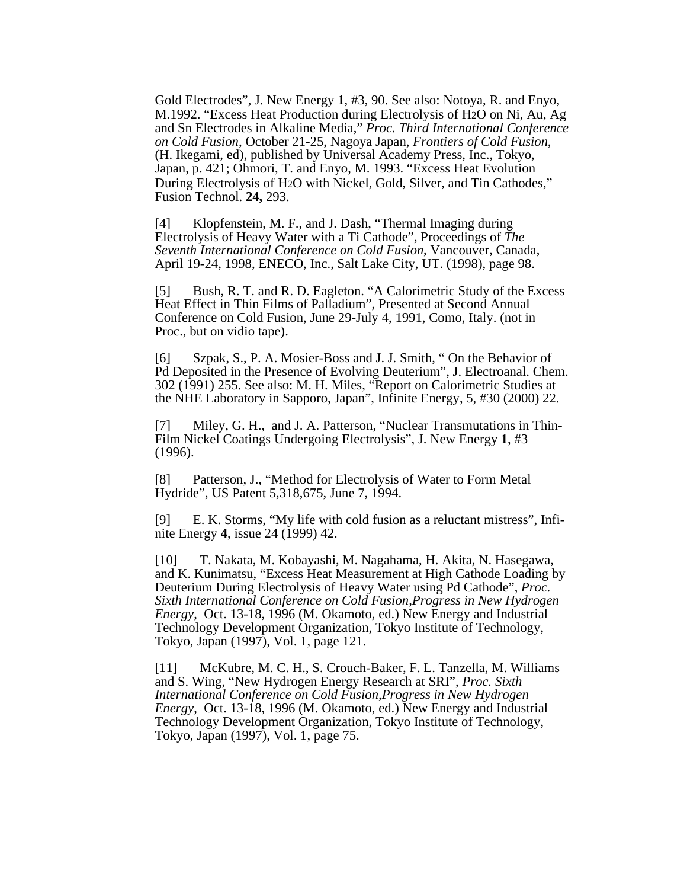Gold Electrodes", J. New Energy **1**, #3, 90. See also: Notoya, R. and Enyo, M.1992. "Excess Heat Production during Electrolysis of $H_2O$ on Ni, Au, Ag and Sn Electrodes in Alkaline Media," *Proc. Third International Conference on Cold Fusion*, October 21-25, Nagoya Japan, *Frontiers of Cold Fusion*, (H. Ikegami, ed), published by Universal Academy Press, Inc., Tokyo, Japan, p. 421; Ohmori, T. and Enyo, M. 1993. "Excess Heat Evolution During Electrolysis of $H_2O$ with Nickel, Gold, Silver, and Tin Cathodes," Fusion Technol. **24,** 293.

[4] Klopfenstein, M. F., and J. Dash, "Thermal Imaging during Electrolysis of Heavy Water with a Ti Cathode", Proceedings of *The Seventh International Conference on Cold Fusion*, Vancouver, Canada, April 19-24, 1998, ENECO, Inc., Salt Lake City, UT. (1998), page 98.

[5] Bush, R. T. and R. D. Eagleton. "A Calorimetric Study of the Excess Heat Effect in Thin Films of Palladium", Presented at Second Annual Conference on Cold Fusion, June 29-July 4, 1991, Como, Italy. (not in Proc., but on vidio tape).

[6] Szpak, S., P. A. Mosier-Boss and J. J. Smith, " On the Behavior of Pd Deposited in the Presence of Evolving Deuterium", J. Electroanal. Chem. 302 (1991) 255. See also: M. H. Miles, "Report on Calorimetric Studies at the NHE Laboratory in Sapporo, Japan", Infinite Energy, 5, #30 (2000) 22.

[7] Miley, G. H., and J. A. Patterson, "Nuclear Transmutations in Thin-Film Nickel Coatings Undergoing Electrolysis", J. New Energy **1**, #3 (1996).

[8] Patterson, J., "Method for Electrolysis of Water to Form Metal Hydride", US Patent 5,318,675, June 7, 1994.

[9] E. K. Storms, "My life with cold fusion as a reluctant mistress", Infinite Energy **4**, issue 24 (1999) 42.

[10] T. Nakata, M. Kobayashi, M. Nagahama, H. Akita, N. Hasegawa, and K. Kunimatsu, "Excess Heat Measurement at High Cathode Loading by Deuterium During Electrolysis of Heavy Water using Pd Cathode", *Proc. Sixth International Conference on Cold Fusion,Progress in New Hydrogen Energy*, Oct. 13-18, 1996 (M. Okamoto, ed.) New Energy and Industrial Technology Development Organization, Tokyo Institute of Technology, Tokyo, Japan (1997), Vol. 1, page 121.

[11] McKubre, M. C. H., S. Crouch-Baker, F. L. Tanzella, M. Williams and S. Wing, "New Hydrogen Energy Research at SRI", *Proc. Sixth International Conference on Cold Fusion,Progress in New Hydrogen Energy*, Oct. 13-18, 1996 (M. Okamoto, ed.) New Energy and Industrial Technology Development Organization, Tokyo Institute of Technology, Tokyo, Japan (1997), Vol. 1, page 75.